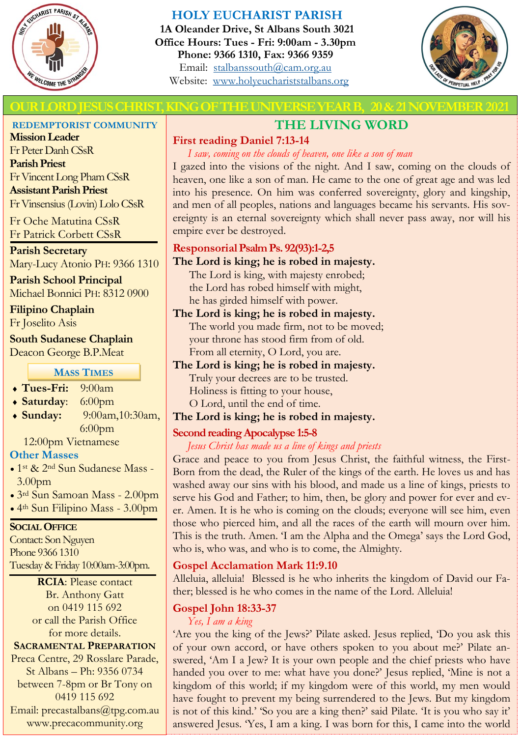# HOLY EUCHARIST PARISH

**1A Oleander Drive, St Albans South 3021**
**Office Hours: Tues - Fri: 9:00am - 3.30pm**
**Phone: 9366 1310, Fax: 9366 9359**
Email: stalbanssouth@cam.org.au
Website: www.holyeucharist​stalbans.org

## OUR LORD JESUS CHRIST, KING OF THE UNIVERSE YEAR B, 20 & 21 NOVEMBER 2021

### REDEMPTORIST COMMUNITY

**Mission Leader**
Fr Peter Danh CSsR
**Parish Priest**
Fr Vincent Long Pham CSsR
**Assistant Parish Priest**
Fr Vinsensius (Lovin) Lolo CSsR

Fr Oche Matutina CSsR
Fr Patrick Corbett CSsR

**Parish Secretary**
Mary-Lucy Atonio PH: 9366 1310

**Parish School Principal**
Michael Bonnici PH: 8312 0900

**Filipino Chaplain**
Fr Joselito Asis

**South Sudanese Chaplain**
Deacon George B.P.Meat

### MASS TIMES

- **Tues-Fri:** 9:00am
- **Saturday**: 6:00pm
- **Sunday:** 9:00am,10:30am, 6:00pm

12:00pm Vietnamese

**Other Masses**

- 1st & 2nd Sun Sudanese Mass - 3.00pm
- 3rd Sun Samoan Mass - 2.00pm
- 4th Sun Filipino Mass - 3.00pm

**SOCIAL OFFICE**
Contact: Son Nguyen
Phone 9366 1310
Tuesday & Friday 10:00am-3:00pm.

**RCIA**: Please contact Br. Anthony Gatt on 0419 115 692 or call the Parish Office for more details.

**SACRAMENTAL PREPARATION**
Preca Centre, 29 Rosslare Parade, St Albans – Ph: 9356 0734 between 7-8pm or Br Tony on 0419 115 692
Email: precastalbans@tpg.com.au
www.precacommunity.org

## THE LIVING WORD

### First reading Daniel 7:13-14

*I saw, coming on the clouds of heaven, one like a son of man*

I gazed into the visions of the night. And I saw, coming on the clouds of heaven, one like a son of man. He came to the one of great age and was led into his presence. On him was conferred sovereignty, glory and kingship, and men of all peoples, nations and languages became his servants. His sovereignty is an eternal sovereignty which shall never pass away, nor will his empire ever be destroyed.

### Responsorial Psalm Ps. 92(93):1-2,5

**The Lord is king; he is robed in majesty.**

The Lord is king, with majesty enrobed;
the Lord has robed himself with might,
he has girded himself with power.

**The Lord is king; he is robed in majesty.**

The world you made firm, not to be moved;
your throne has stood firm from of old.
From all eternity, O Lord, you are.

**The Lord is king; he is robed in majesty.**

Truly your decrees are to be trusted.
Holiness is fitting to your house,
O Lord, until the end of time.

**The Lord is king; he is robed in majesty.**

### Second reading Apocalypse 1:5-8

*Jesus Christ has made us a line of kings and priests*

Grace and peace to you from Jesus Christ, the faithful witness, the First-Born from the dead, the Ruler of the kings of the earth. He loves us and has washed away our sins with his blood, and made us a line of kings, priests to serve his God and Father; to him, then, be glory and power for ever and ever. Amen. It is he who is coming on the clouds; everyone will see him, even those who pierced him, and all the races of the earth will mourn over him. This is the truth. Amen. 'I am the Alpha and the Omega' says the Lord God, who is, who was, and who is to come, the Almighty.

### Gospel Acclamation Mark 11:9.10

Alleluia, alleluia! Blessed is he who inherits the kingdom of David our Father; blessed is he who comes in the name of the Lord. Alleluia!

### Gospel John 18:33-37

*Yes, I am a king*

'Are you the king of the Jews?' Pilate asked. Jesus replied, 'Do you ask this of your own accord, or have others spoken to you about me?' Pilate answered, 'Am I a Jew? It is your own people and the chief priests who have handed you over to me: what have you done?' Jesus replied, 'Mine is not a kingdom of this world; if my kingdom were of this world, my men would have fought to prevent my being surrendered to the Jews. But my kingdom is not of this kind.' 'So you are a king then?' said Pilate. 'It is you who say it' answered Jesus. 'Yes, I am a king. I was born for this, I came into the world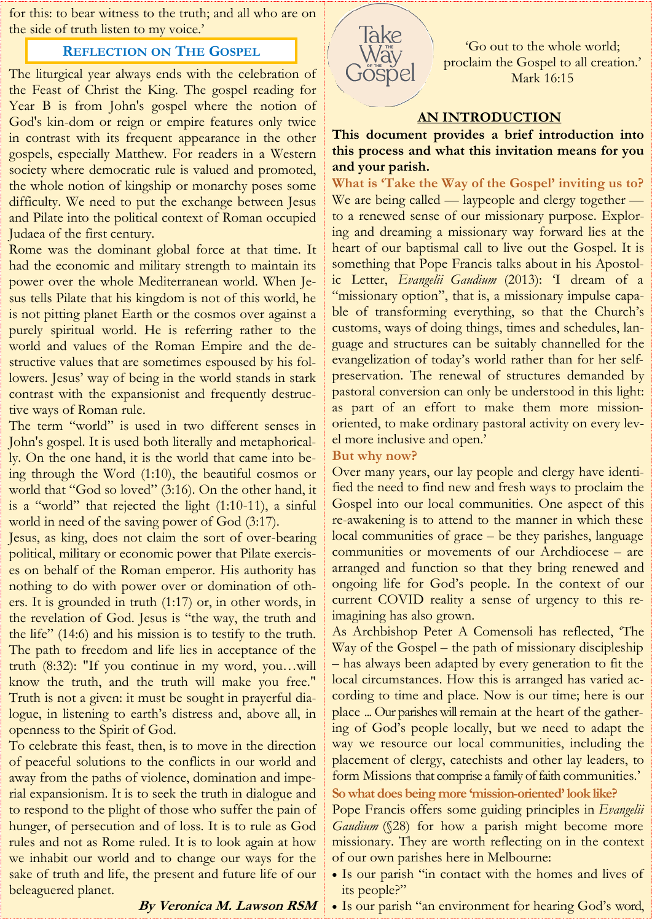for this: to bear witness to the truth; and all who are on the side of truth listen to my voice.'

## Reflection on The Gospel

The liturgical year always ends with the celebration of the Feast of Christ the King. The gospel reading for Year B is from John's gospel where the notion of God's kin-dom or reign or empire features only twice in contrast with its frequent appearance in the other gospels, especially Matthew. For readers in a Western society where democratic rule is valued and promoted, the whole notion of kingship or monarchy poses some difficulty. We need to put the exchange between Jesus and Pilate into the political context of Roman occupied Judaea of the first century.

Rome was the dominant global force at that time. It had the economic and military strength to maintain its power over the whole Mediterranean world. When Jesus tells Pilate that his kingdom is not of this world, he is not pitting planet Earth or the cosmos over against a purely spiritual world. He is referring rather to the world and values of the Roman Empire and the destructive values that are sometimes espoused by his followers. Jesus' way of being in the world stands in stark contrast with the expansionist and frequently destructive ways of Roman rule.

The term "world" is used in two different senses in John's gospel. It is used both literally and metaphorically. On the one hand, it is the world that came into being through the Word (1:10), the beautiful cosmos or world that "God so loved" (3:16). On the other hand, it is a "world" that rejected the light (1:10-11), a sinful world in need of the saving power of God (3:17).

Jesus, as king, does not claim the sort of over-bearing political, military or economic power that Pilate exercises on behalf of the Roman emperor. His authority has nothing to do with power over or domination of others. It is grounded in truth (1:17) or, in other words, in the revelation of God. Jesus is "the way, the truth and the life" (14:6) and his mission is to testify to the truth. The path to freedom and life lies in acceptance of the truth (8:32): "If you continue in my word, you…will know the truth, and the truth will make you free." Truth is not a given: it must be sought in prayerful dialogue, in listening to earth's distress and, above all, in openness to the Spirit of God.

To celebrate this feast, then, is to move in the direction of peaceful solutions to the conflicts in our world and away from the paths of violence, domination and imperial expansionism. It is to seek the truth in dialogue and to respond to the plight of those who suffer the pain of hunger, of persecution and of loss. It is to rule as God rules and not as Rome ruled. It is to look again at how we inhabit our world and to change our ways for the sake of truth and life, the present and future life of our beleaguered planet.

***By Veronica M. Lawson RSM***

Take the Way of the Gospel

'Go out to the whole world; proclaim the Gospel to all creation.' Mark 16:15

## AN INTRODUCTION

**This document provides a brief introduction into this process and what this invitation means for you and your parish.**

### What is 'Take the Way of the Gospel' inviting us to?

We are being called — laypeople and clergy together — to a renewed sense of our missionary purpose. Exploring and dreaming a missionary way forward lies at the heart of our baptismal call to live out the Gospel. It is something that Pope Francis talks about in his Apostolic Letter, *Evangelii Gaudium* (2013): 'I dream of a "missionary option", that is, a missionary impulse capable of transforming everything, so that the Church's customs, ways of doing things, times and schedules, language and structures can be suitably channelled for the evangelization of today's world rather than for her self-preservation. The renewal of structures demanded by pastoral conversion can only be understood in this light: as part of an effort to make them more mission-oriented, to make ordinary pastoral activity on every level more inclusive and open.'

### But why now?

Over many years, our lay people and clergy have identified the need to find new and fresh ways to proclaim the Gospel into our local communities. One aspect of this re-awakening is to attend to the manner in which these local communities of grace – be they parishes, language communities or movements of our Archdiocese – are arranged and function so that they bring renewed and ongoing life for God's people. In the context of our current COVID reality a sense of urgency to this re-imagining has also grown.

As Archbishop Peter A Comensoli has reflected, 'The Way of the Gospel – the path of missionary discipleship – has always been adapted by every generation to fit the local circumstances. How this is arranged has varied according to time and place. Now is our time; here is our place ... Our parishes will remain at the heart of the gathering of God's people locally, but we need to adapt the way we resource our local communities, including the placement of clergy, catechists and other lay leaders, to form Missions that comprise a family of faith communities.'

### So what does being more 'mission-oriented' look like?

Pope Francis offers some guiding principles in *Evangelii Gaudium* (§28) for how a parish might become more missionary. They are worth reflecting on in the context of our own parishes here in Melbourne:

- Is our parish "in contact with the homes and lives of its people?"
- Is our parish "an environment for hearing God's word,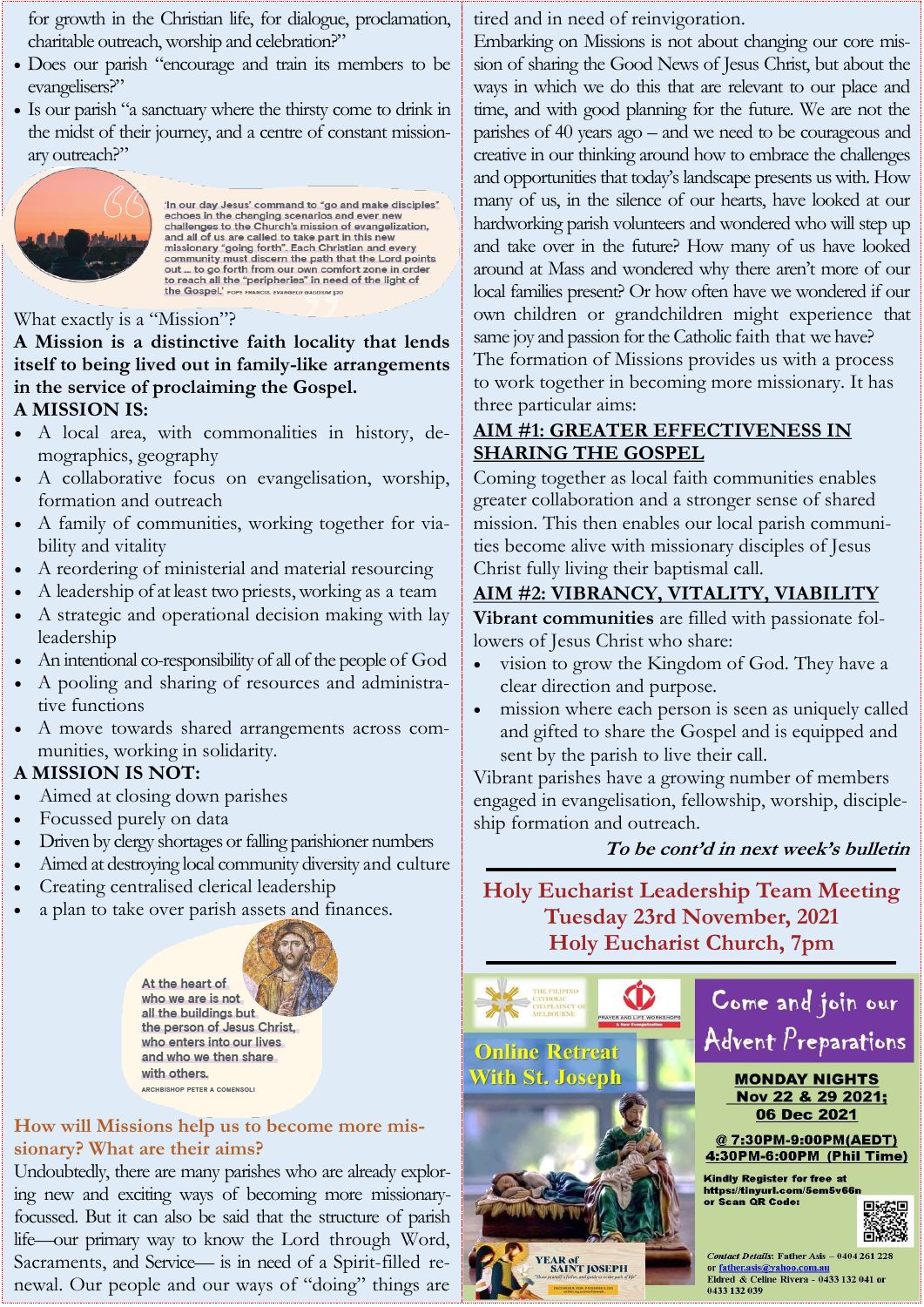for growth in the Christian life, for dialogue, proclamation, charitable outreach, worship and celebration?"

- Does our parish "encourage and train its members to be evangelisers?"
- Is our parish "a sanctuary where the thirsty come to drink in the midst of their journey, and a centre of constant missionary outreach?"

'In our day Jesus' command to "go and make disciples" echoes in the changing scenarios and ever new challenges to the Church's mission of evangelization, and all of us are called to take part in this new missionary "going forth". Each Christian and every community must discern the path that the Lord points out ... to go forth from our own comfort zone in order to reach all the "peripheries" in need of the light of the Gospel.' POPE FRANCIS, EVANGELII GAUDIUM §20

What exactly is a "Mission"?

**A Mission is a distinctive faith locality that lends itself to being lived out in family-like arrangements in the service of proclaiming the Gospel.**

**A MISSION IS:**

- A local area, with commonalities in history, demographics, geography
- A collaborative focus on evangelisation, worship, formation and outreach
- A family of communities, working together for viability and vitality
- A reordering of ministerial and material resourcing
- A leadership of at least two priests, working as a team
- A strategic and operational decision making with lay leadership
- An intentional co-responsibility of all of the people of God
- A pooling and sharing of resources and administrative functions
- A move towards shared arrangements across communities, working in solidarity.

**A MISSION IS NOT:**

- Aimed at closing down parishes
- Focussed purely on data
- Driven by clergy shortages or falling parishioner numbers
- Aimed at destroying local community diversity and culture
- Creating centralised clerical leadership
- a plan to take over parish assets and finances.

At the heart of who we are is not all the buildings but the person of Jesus Christ, who enters into our lives and who we then share with others.
ARCHBISHOP PETER A COMENSOLI

## How will Missions help us to become more missionary? What are their aims?

Undoubtedly, there are many parishes who are already exploring new and exciting ways of becoming more missionary-focussed. But it can also be said that the structure of parish life—our primary way to know the Lord through Word, Sacraments, and Service— is in need of a Spirit-filled renewal. Our people and our ways of "doing" things are tired and in need of reinvigoration.

Embarking on Missions is not about changing our core mission of sharing the Good News of Jesus Christ, but about the ways in which we do this that are relevant to our place and time, and with good planning for the future. We are not the parishes of 40 years ago – and we need to be courageous and creative in our thinking around how to embrace the challenges and opportunities that today's landscape presents us with. How many of us, in the silence of our hearts, have looked at our hardworking parish volunteers and wondered who will step up and take over in the future? How many of us have looked around at Mass and wondered why there aren't more of our local families present? Or how often have we wondered if our own children or grandchildren might experience that same joy and passion for the Catholic faith that we have?

The formation of Missions provides us with a process to work together in becoming more missionary. It has three particular aims:

## AIM #1: GREATER EFFECTIVENESS IN SHARING THE GOSPEL

Coming together as local faith communities enables greater collaboration and a stronger sense of shared mission. This then enables our local parish communities become alive with missionary disciples of Jesus Christ fully living their baptismal call.

## AIM #2: VIBRANCY, VITALITY, VIABILITY

**Vibrant communities** are filled with passionate followers of Jesus Christ who share:

- vision to grow the Kingdom of God. They have a clear direction and purpose.
- mission where each person is seen as uniquely called and gifted to share the Gospel and is equipped and sent by the parish to live their call.

Vibrant parishes have a growing number of members engaged in evangelisation, fellowship, worship, discipleship formation and outreach.

***To be cont'd in next week's bulletin***

---

**Holy Eucharist Leadership Team Meeting**
**Tuesday 23rd November, 2021**
**Holy Eucharist Church, 7pm**

---

THE FILIPINO CATHOLIC CHAPLAINCY OF MELBOURNE — PRAYER AND LIFE WORKSHOPS

**Online Retreat With St. Joseph**

**Come and join our Advent Preparations**

**MONDAY NIGHTS**
**Nov 22 & 29 2021; 06 Dec 2021**

**@ 7:30PM-9:00PM(AEDT)**
**4:30PM-6:00PM (Phil Time)**

Kindly Register for free at https://tinyurl.com/5em5v66n or Scan QR Code:

*Contact Details*: Father Asis – 0404 261 228 or father.asis@yahoo.com.au
Eldred & Celine Rivera - 0433 132 041 or 0433 132 039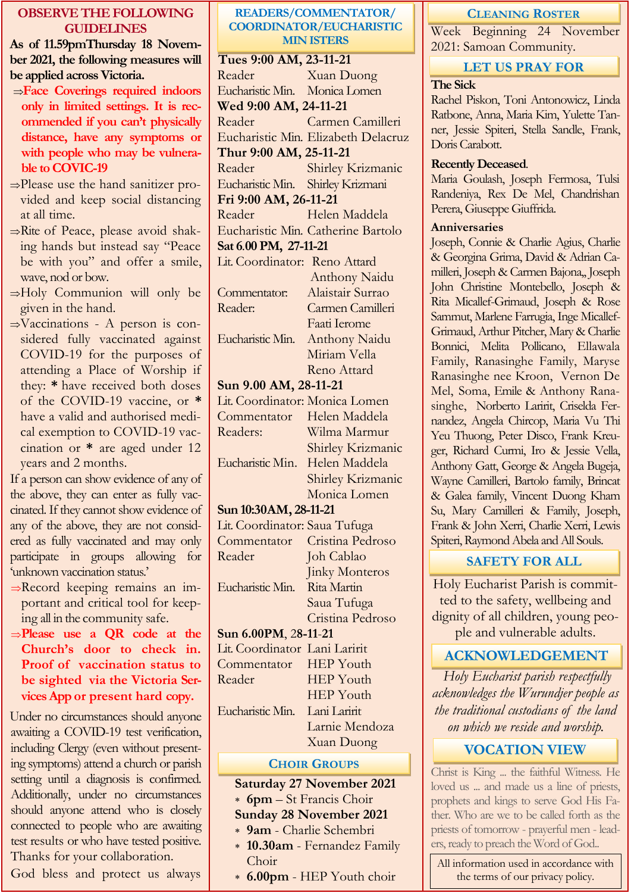## OBSERVE THE FOLLOWING GUIDELINES

**As of 11.59pmThursday 18 November 2021, the following measures will be applied across Victoria.**

- ⇒**Face Coverings required indoors only in limited settings. It is recommended if you can't physically distance, have any symptoms or with people who may be vulnerable to COVIC-19**
- ⇒Please use the hand sanitizer provided and keep social distancing at all time.
- ⇒Rite of Peace, please avoid shaking hands but instead say "Peace be with you" and offer a smile, wave, nod or bow.
- ⇒Holy Communion will only be given in the hand.
- ⇒Vaccinations - A person is considered fully vaccinated against COVID-19 for the purposes of attending a Place of Worship if they: * have received both doses of the COVID-19 vaccine, or * have a valid and authorised medical exemption to COVID-19 vaccination or * are aged under 12 years and 2 months.

If a person can show evidence of any of the above, they can enter as fully vaccinated. If they cannot show evidence of any of the above, they are not considered as fully vaccinated and may only participate in groups allowing for 'unknown vaccination status.'

- ⇒Record keeping remains an important and critical tool for keeping all in the community safe.
- ⇒**Please use a QR code at the Church's door to check in. Proof of vaccination status to be sighted via the Victoria Services App or present hard copy.**

Under no circumstances should anyone awaiting a COVID-19 test verification, including Clergy (even without presenting symptoms) attend a church or parish setting until a diagnosis is confirmed. Additionally, under no circumstances should anyone attend who is closely connected to people who are awaiting test results or who have tested positive. Thanks for your collaboration.

God bless and protect us always

## READERS/COMMENTATOR/COORDINATOR/EUCHARISTIC MIN ISTERS

**Tues 9:00 AM, 23-11-21**
Reader — Xuan Duong
Eucharistic Min. — Monica Lomen

**Wed 9:00 AM, 24-11-21**
Reader — Carmen Camilleri
Eucharistic Min. — Elizabeth Delacruz

**Thur 9:00 AM, 25-11-21**
Reader — Shirley Krizmanic
Eucharistic Min. — Shirley Krizmani

**Fri 9:00 AM, 26-11-21**
Reader — Helen Maddela
Eucharistic Min. — Catherine Bartolo

**Sat 6.00 PM, 27-11-21**
Lit. Coordinator: — Reno Attard, Anthony Naidu
Commentator: — Alaistair Surrao
Reader: — Carmen Camilleri, Faati Ierome
Eucharistic Min. — Anthony Naidu, Miriam Vella, Reno Attard

**Sun 9.00 AM, 28-11-21**
Lit. Coordinator: — Monica Lomen
Commentator — Helen Maddela
Readers: — Wilma Marmur, Shirley Krizmanic
Eucharistic Min. — Helen Maddela, Shirley Krizmanic, Monica Lomen

**Sun 10:30AM, 28-11-21**
Lit. Coordinator: — Saua Tufuga
Commentator — Cristina Pedroso
Reader — Joh Cablao, Jinky Monteros
Eucharistic Min. — Rita Martin, Saua Tufuga, Cristina Pedroso

**Sun 6.00PM, 28-11-21**
Lit. Coordinator — Lani Laririt
Commentator — HEP Youth
Reader — HEP Youth, HEP Youth
Eucharistic Min. — Lani Laririt, Larnie Mendoza, Xuan Duong

## CHOIR GROUPS

**Saturday 27 November 2021**
- **6pm** – St Francis Choir

**Sunday 28 November 2021**
- **9am** - Charlie Schembri
- **10.30am** - Fernandez Family Choir
- **6.00pm** - HEP Youth choir

## CLEANING ROSTER

Week Beginning 24 November 2021: Samoan Community.

## LET US PRAY FOR

**The Sick**

Rachel Piskon, Toni Antonowicz, Linda Ratbone, Anna, Maria Kim, Yulette Tanner, Jessie Spiteri, Stella Sandle, Frank, Doris Carabott.

**Recently Deceased**.

Maria Goulash, Joseph Fermosa, Tulsi Randeniya, Rex De Mel, Chandrishan Perera, Giuseppe Giuffrida.

**Anniversaries**

Joseph, Connie & Charlie Agius, Charlie & Georgina Grima, David & Adrian Camilleri, Joseph & Carmen Bajona,, Joseph John Christine Montebello, Joseph & Rita Micallef-Grimaud, Joseph & Rose Sammut, Marlene Farrugia, Inge Micallef-Grimaud, Arthur Pitcher, Mary & Charlie Bonnici, Melita Pollicano, Ellawala Family, Ranasinghe Family, Maryse Ranasinghe nee Kroon, Vernon De Mel, Soma, Emile & Anthony Ranasinghe, Norberto Laririt, Criselda Fernandez, Angela Chircop, Maria Vu Thi Yeu Thuong, Peter Disco, Frank Kreuger, Richard Curmi, Iro & Jessie Vella, Anthony Gatt, George & Angela Bugeja, Wayne Camilleri, Bartolo family, Brincat & Galea family, Vincent Duong Kham Su, Mary Camilleri & Family, Joseph, Frank & John Xerri, Charlie Xerri, Lewis Spiteri, Raymond Abela and All Souls.

## SAFETY FOR ALL

Holy Eucharist Parish is committed to the safety, wellbeing and dignity of all children, young people and vulnerable adults.

## ACKNOWLEDGEMENT

*Holy Eucharist parish respectfully acknowledges the Wurundjer people as the traditional custodians of the land on which we reside and worship.*

## VOCATION VIEW

Christ is King ... the faithful Witness. He loved us ... and made us a line of priests, prophets and kings to serve God His Father. Who are we to be called forth as the priests of tomorrow - prayerful men - leaders, ready to preach the Word of God..

All information used in accordance with the terms of our privacy policy.